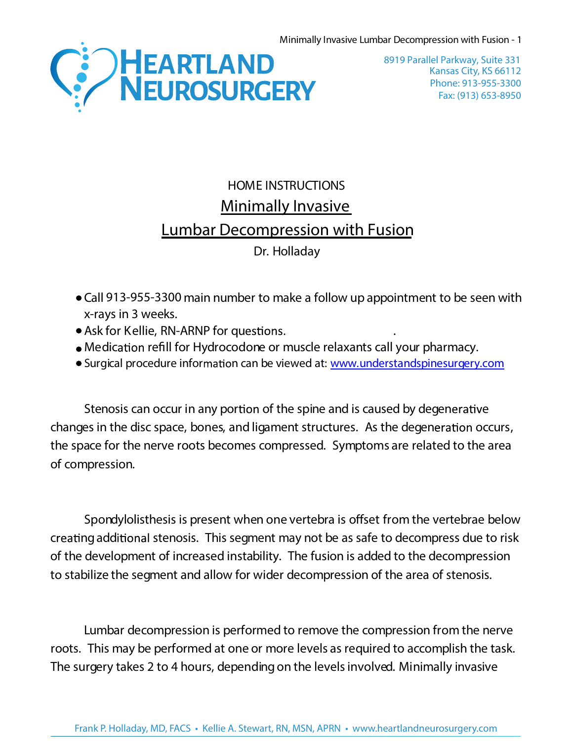# HEARTLAND NEUROSURGERY

8919 Parallel Parkway, Suite 331
Kansas City, KS 66112
Phone: 913-955-3300
Fax: (913) 653-8950

HOME INSTRUCTIONS

## Minimally Invasive Lumbar Decompression with Fusion

Dr. Holladay

- Call 913-955-3300 main number to make a follow up appointment to be seen with x-rays in 3 weeks.
- Ask for Kellie, RN-ARNP for questions.
- Medication refill for Hydrocodone or muscle relaxants call your pharmacy.
- Surgical procedure information can be viewed at: [www.understandspinesurgery.com](http://www.understandspinesurgery.com)

Stenosis can occur in any portion of the spine and is caused by degenerative changes in the disc space, bones, and ligament structures. As the degeneration occurs, the space for the nerve roots becomes compressed. Symptoms are related to the area of compression.

Spondylolisthesis is present when one vertebra is offset from the vertebrae below creating additional stenosis. This segment may not be as safe to decompress due to risk of the development of increased instability. The fusion is added to the decompression to stabilize the segment and allow for wider decompression of the area of stenosis.

Lumbar decompression is performed to remove the compression from the nerve roots. This may be performed at one or more levels as required to accomplish the task. The surgery takes 2 to 4 hours, depending on the levels involved. Minimally invasive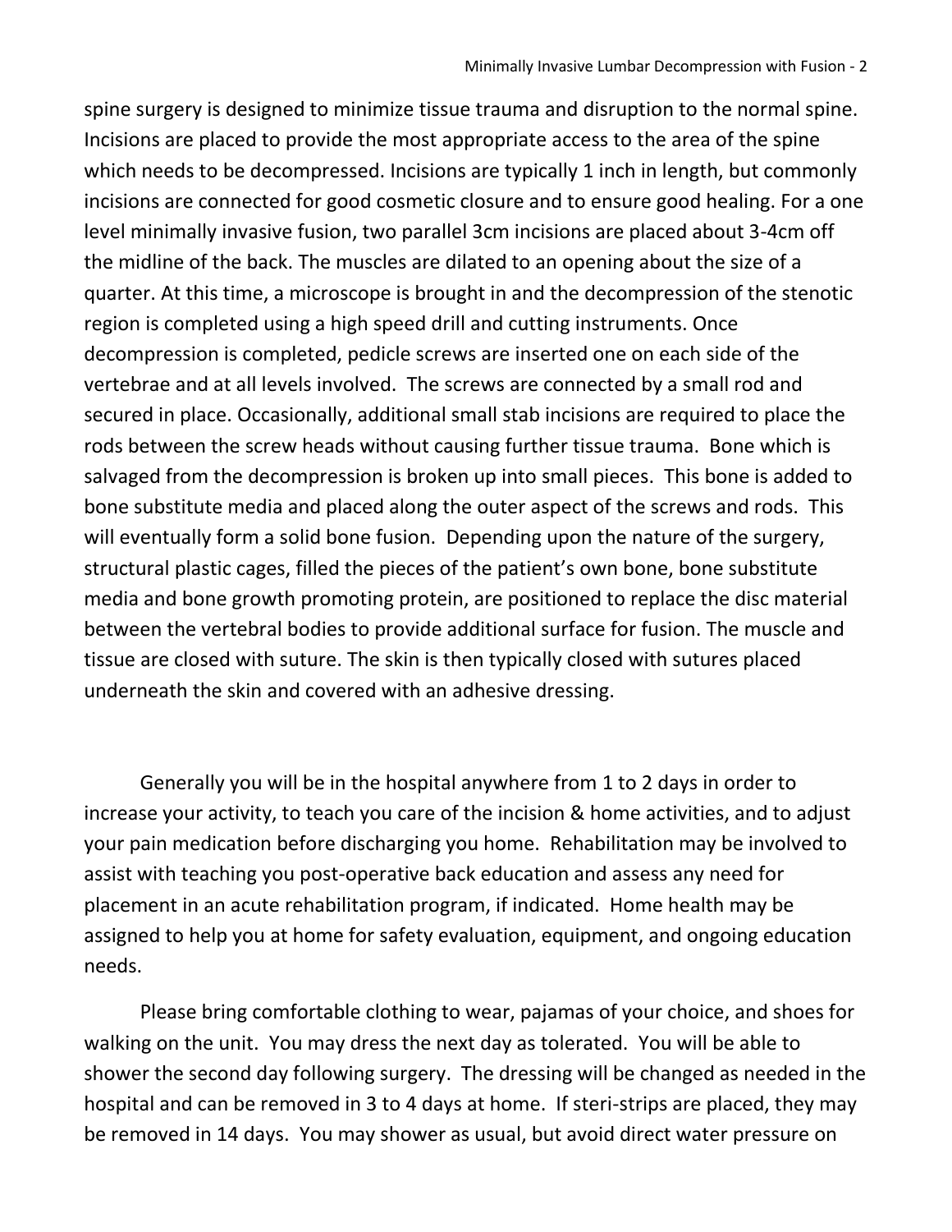spine surgery is designed to minimize tissue trauma and disruption to the normal spine. Incisions are placed to provide the most appropriate access to the area of the spine which needs to be decompressed. Incisions are typically 1 inch in length, but commonly incisions are connected for good cosmetic closure and to ensure good healing. For a one level minimally invasive fusion, two parallel 3cm incisions are placed about 3-4cm off the midline of the back. The muscles are dilated to an opening about the size of a quarter. At this time, a microscope is brought in and the decompression of the stenotic region is completed using a high speed drill and cutting instruments. Once decompression is completed, pedicle screws are inserted one on each side of the vertebrae and at all levels involved. The screws are connected by a small rod and secured in place. Occasionally, additional small stab incisions are required to place the rods between the screw heads without causing further tissue trauma. Bone which is salvaged from the decompression is broken up into small pieces. This bone is added to bone substitute media and placed along the outer aspect of the screws and rods. This will eventually form a solid bone fusion. Depending upon the nature of the surgery, structural plastic cages, filled the pieces of the patient's own bone, bone substitute media and bone growth promoting protein, are positioned to replace the disc material between the vertebral bodies to provide additional surface for fusion. The muscle and tissue are closed with suture. The skin is then typically closed with sutures placed underneath the skin and covered with an adhesive dressing.

Generally you will be in the hospital anywhere from 1 to 2 days in order to increase your activity, to teach you care of the incision & home activities, and to adjust your pain medication before discharging you home. Rehabilitation may be involved to assist with teaching you post-operative back education and assess any need for placement in an acute rehabilitation program, if indicated. Home health may be assigned to help you at home for safety evaluation, equipment, and ongoing education needs.

Please bring comfortable clothing to wear, pajamas of your choice, and shoes for walking on the unit. You may dress the next day as tolerated. You will be able to shower the second day following surgery. The dressing will be changed as needed in the hospital and can be removed in 3 to 4 days at home. If steri-strips are placed, they may be removed in 14 days. You may shower as usual, but avoid direct water pressure on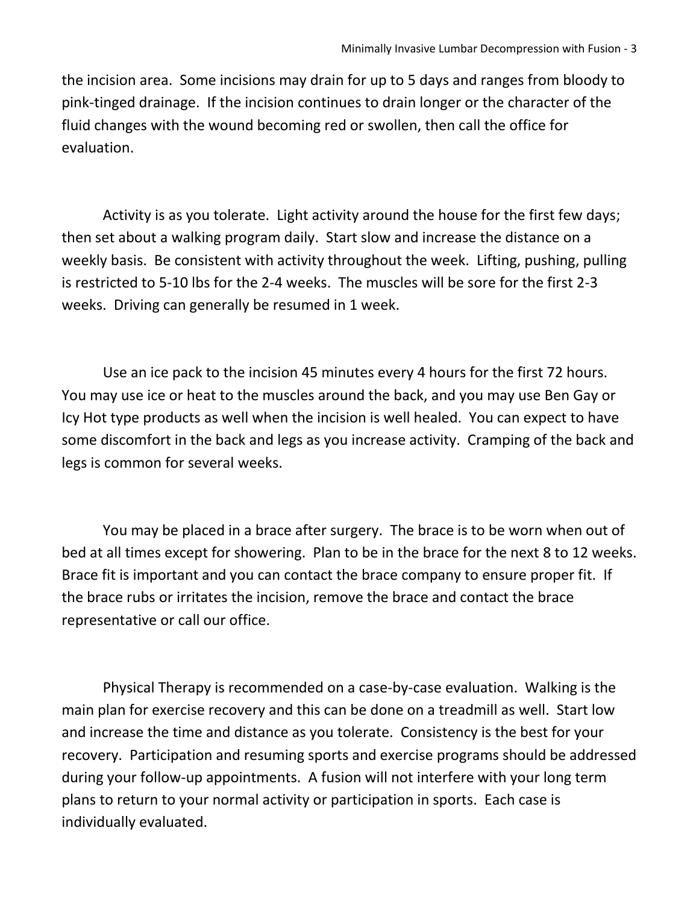the incision area. Some incisions may drain for up to 5 days and ranges from bloody to pink-tinged drainage. If the incision continues to drain longer or the character of the fluid changes with the wound becoming red or swollen, then call the office for evaluation.

Activity is as you tolerate. Light activity around the house for the first few days; then set about a walking program daily. Start slow and increase the distance on a weekly basis. Be consistent with activity throughout the week. Lifting, pushing, pulling is restricted to 5-10 lbs for the 2-4 weeks. The muscles will be sore for the first 2-3 weeks. Driving can generally be resumed in 1 week.

Use an ice pack to the incision 45 minutes every 4 hours for the first 72 hours. You may use ice or heat to the muscles around the back, and you may use Ben Gay or Icy Hot type products as well when the incision is well healed. You can expect to have some discomfort in the back and legs as you increase activity. Cramping of the back and legs is common for several weeks.

You may be placed in a brace after surgery. The brace is to be worn when out of bed at all times except for showering. Plan to be in the brace for the next 8 to 12 weeks. Brace fit is important and you can contact the brace company to ensure proper fit. If the brace rubs or irritates the incision, remove the brace and contact the brace representative or call our office.

Physical Therapy is recommended on a case-by-case evaluation. Walking is the main plan for exercise recovery and this can be done on a treadmill as well. Start low and increase the time and distance as you tolerate. Consistency is the best for your recovery. Participation and resuming sports and exercise programs should be addressed during your follow-up appointments. A fusion will not interfere with your long term plans to return to your normal activity or participation in sports. Each case is individually evaluated.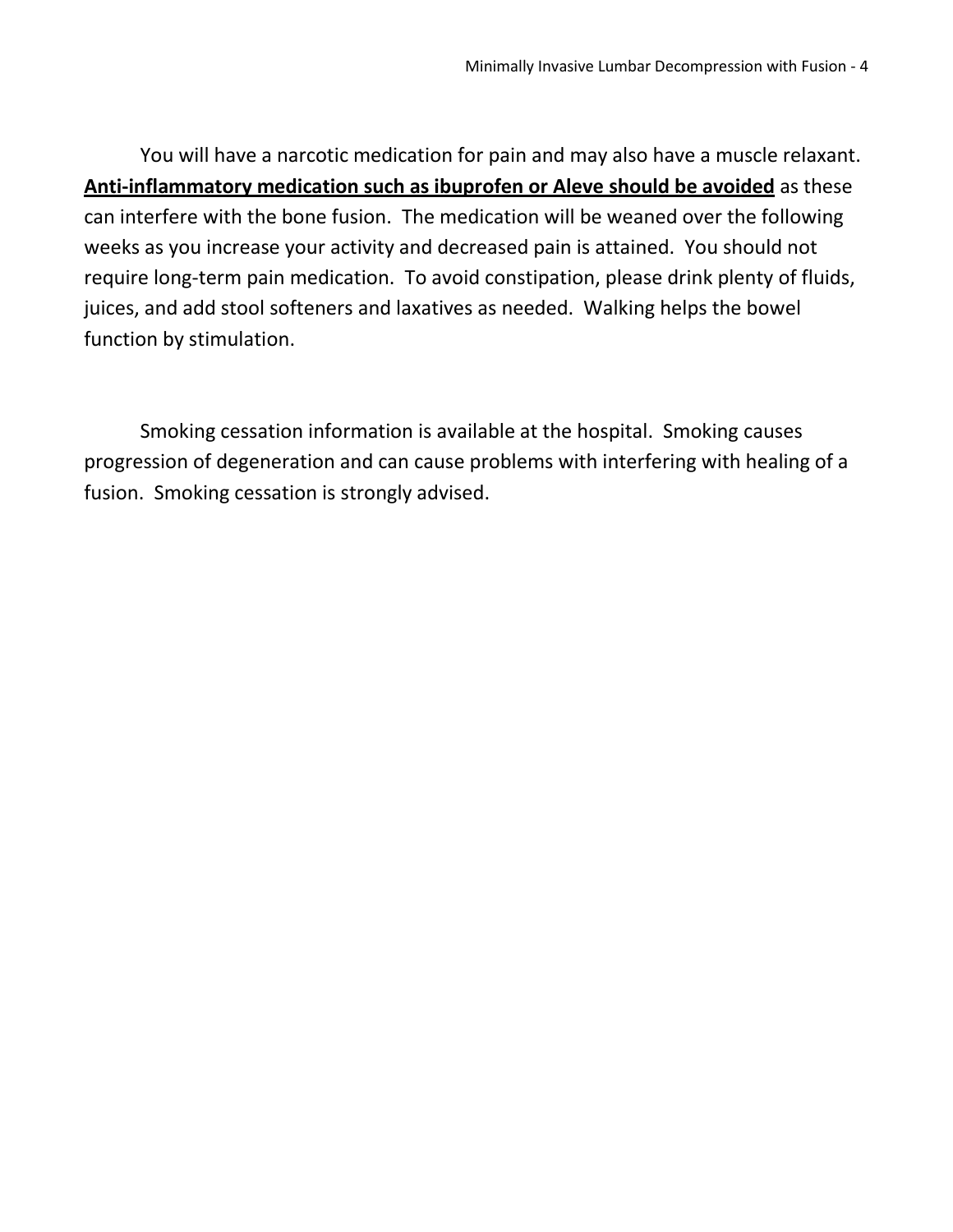You will have a narcotic medication for pain and may also have a muscle relaxant. **Anti-inflammatory medication such as ibuprofen or Aleve should be avoided** as these can interfere with the bone fusion. The medication will be weaned over the following weeks as you increase your activity and decreased pain is attained. You should not require long-term pain medication. To avoid constipation, please drink plenty of fluids, juices, and add stool softeners and laxatives as needed. Walking helps the bowel function by stimulation.

Smoking cessation information is available at the hospital. Smoking causes progression of degeneration and can cause problems with interfering with healing of a fusion. Smoking cessation is strongly advised.